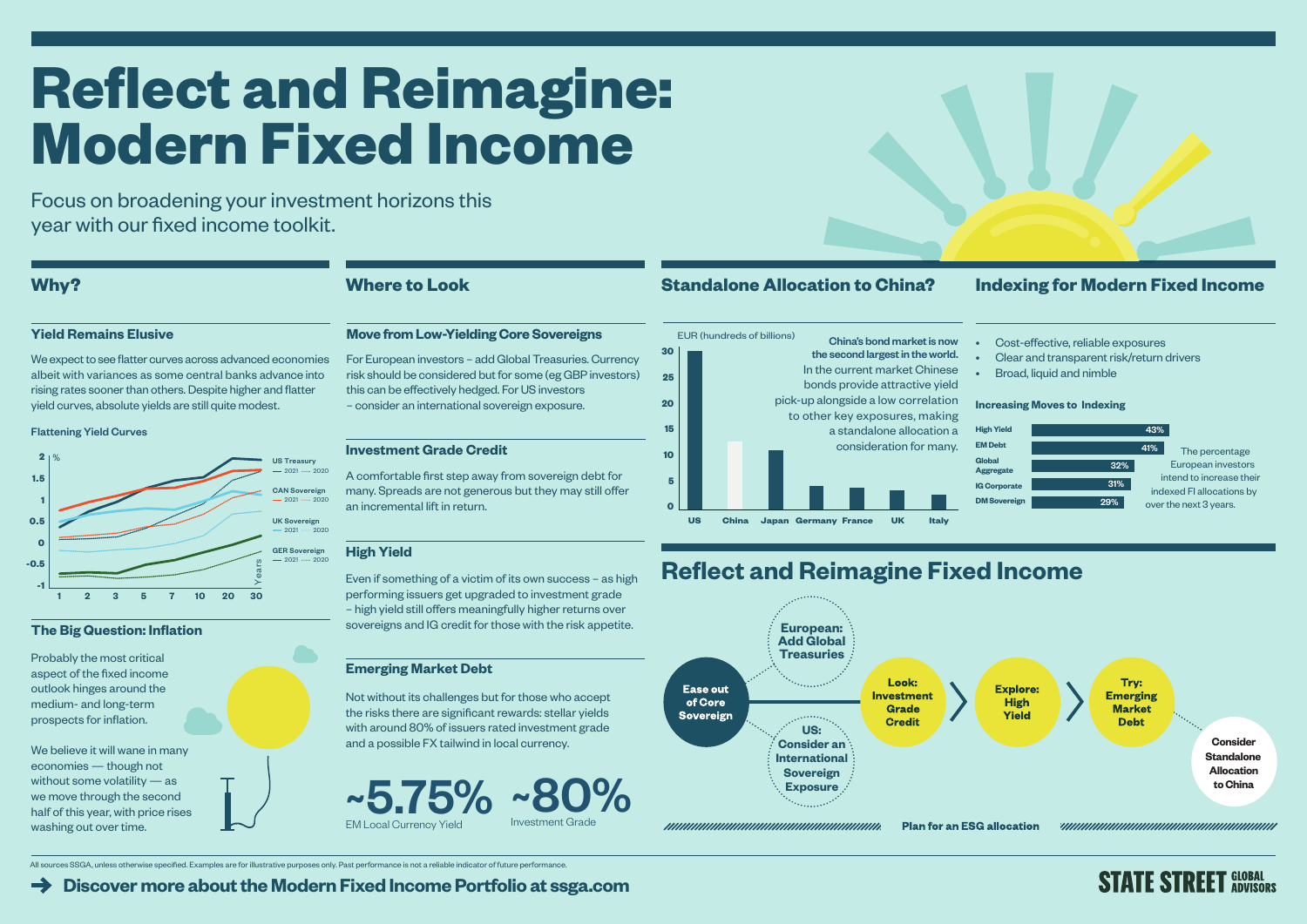# Reflect and Reimagine: Modern Fixed Income

Focus on broadening your investment horizons this year with our fixed income toolkit.

## Why?

### Yield Remains Elusive

We expect to see flatter curves across advanced economies albeit with variances as some central banks advance into rising rates sooner than others. Despite higher and flatter yield curves, absolute yields are still quite modest.

**Flattening Yield Curves**

% (y-axis: -1 to 2); Years (x-axis): 1, 2, 3, 5, 7, 10, 20, 30

- US Treasury — 2021 ····· 2020
- CAN Sovereign — 2021 ····· 2020
- UK Sovereign — 2021 ····· 2020
- GER Sovereign — 2021 ····· 2020

### The Big Question: Inflation

Probably the most critical aspect of the fixed income outlook hinges around the medium- and long-term prospects for inflation.

We believe it will wane in many economies — though not without some volatility — as we move through the second half of this year, with price rises washing out over time.

## Where to Look

### Move from Low-Yielding Core Sovereigns

For European investors – add Global Treasuries. Currency risk should be considered but for some (eg GBP investors) this can be effectively hedged. For US investors – consider an international sovereign exposure.

### Investment Grade Credit

A comfortable first step away from sovereign debt for many. Spreads are not generous but they may still offer an incremental lift in return.

### High Yield

Even if something of a victim of its own success – as high performing issuers get upgraded to investment grade – high yield still offers meaningfully higher returns over sovereigns and IG credit for those with the risk appetite.

### Emerging Market Debt

Not without its challenges but for those who accept the risks there are significant rewards: stellar yields with around 80% of issuers rated investment grade and a possible FX tailwind in local currency.

**~5.75%** EM Local Currency Yield

**~80%** Investment Grade

## Standalone Allocation to China?

EUR (hundreds of billions)

| Country | Approx. value |
|---|---|
| US | 30 |
| China | 13 |
| Japan | 11 |
| Germany | 4.5 |
| France | 4 |
| UK | 3.5 |
| Italy | 2.5 |

**China's bond market is now the second largest in the world.** In the current market Chinese bonds provide attractive yield pick-up alongside a low correlation to other key exposures, making a standalone allocation a consideration for many.

## Indexing for Modern Fixed Income

- Cost-effective, reliable exposures
- Clear and transparent risk/return drivers
- Broad, liquid and nimble

**Increasing Moves to Indexing**

| Asset class | % |
|---|---|
| High Yield | 43% |
| EM Debt | 41% |
| Global Aggregate | 32% |
| IG Corporate | 31% |
| DM Sovereign | 29% |

The percentage European investors intend to increase their indexed FI allocations by over the next 3 years.

## Reflect and Reimagine Fixed Income

**Ease out of Core Sovereign** → **European: Add Global Treasuries** / **US: Consider an International Sovereign Exposure** → **Look: Investment Grade Credit** › **Explore: High Yield** › **Try: Emerging Market Debt** → **Consider Standalone Allocation to China**

**Plan for an ESG allocation**

All sources SSGA, unless otherwise specified. Examples are for illustrative purposes only. Past performance is not a reliable indicator of future performance.

→ **Discover more about the Modern Fixed Income Portfolio at ssga.com**

STATE STREET GLOBAL ADVISORS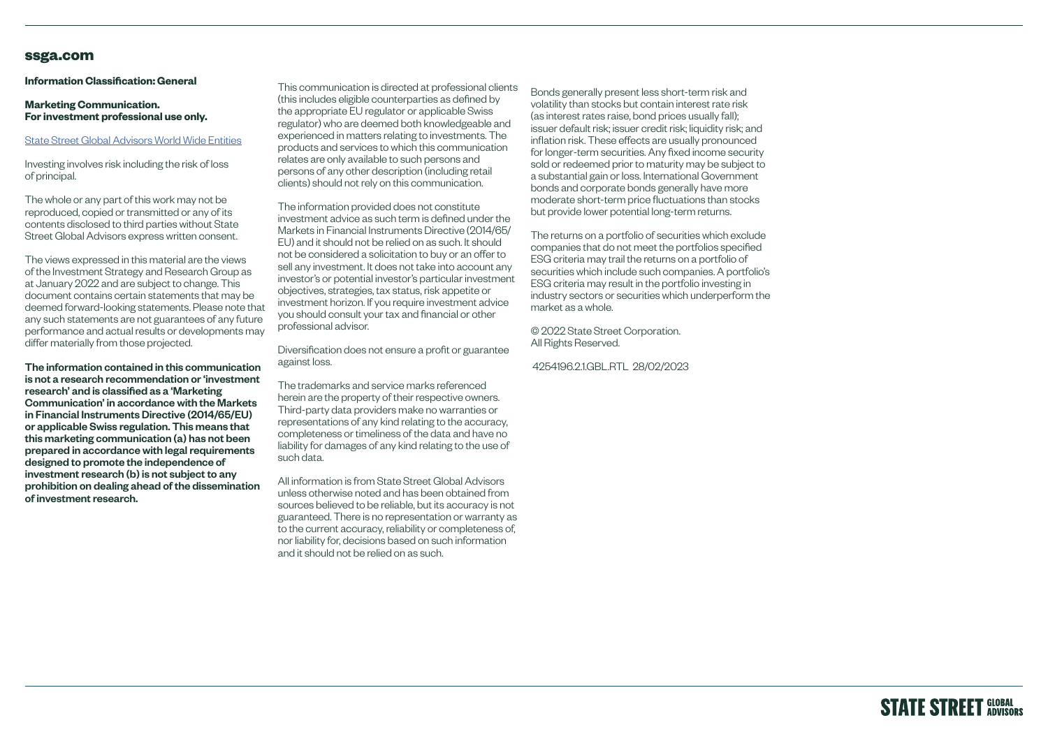**ssga.com**

**Information Classification: General**

**Marketing Communication.**
**For investment professional use only.**

State Street Global Advisors World Wide Entities

Investing involves risk including the risk of loss of principal.

The whole or any part of this work may not be reproduced, copied or transmitted or any of its contents disclosed to third parties without State Street Global Advisors express written consent.

The views expressed in this material are the views of the Investment Strategy and Research Group as at January 2022 and are subject to change. This document contains certain statements that may be deemed forward-looking statements. Please note that any such statements are not guarantees of any future performance and actual results or developments may differ materially from those projected.

**The information contained in this communication is not a research recommendation or 'investment research' and is classified as a 'Marketing Communication' in accordance with the Markets in Financial Instruments Directive (2014/65/EU) or applicable Swiss regulation. This means that this marketing communication (a) has not been prepared in accordance with legal requirements designed to promote the independence of investment research (b) is not subject to any prohibition on dealing ahead of the dissemination of investment research.**

This communication is directed at professional clients (this includes eligible counterparties as defined by the appropriate EU regulator or applicable Swiss regulator) who are deemed both knowledgeable and experienced in matters relating to investments. The products and services to which this communication relates are only available to such persons and persons of any other description (including retail clients) should not rely on this communication.

The information provided does not constitute investment advice as such term is defined under the Markets in Financial Instruments Directive (2014/65/EU) and it should not be relied on as such. It should not be considered a solicitation to buy or an offer to sell any investment. It does not take into account any investor's or potential investor's particular investment objectives, strategies, tax status, risk appetite or investment horizon. If you require investment advice you should consult your tax and financial or other professional advisor.

Diversification does not ensure a profit or guarantee against loss.

The trademarks and service marks referenced herein are the property of their respective owners. Third-party data providers make no warranties or representations of any kind relating to the accuracy, completeness or timeliness of the data and have no liability for damages of any kind relating to the use of such data.

All information is from State Street Global Advisors unless otherwise noted and has been obtained from sources believed to be reliable, but its accuracy is not guaranteed. There is no representation or warranty as to the current accuracy, reliability or completeness of, nor liability for, decisions based on such information and it should not be relied on as such.

Bonds generally present less short-term risk and volatility than stocks but contain interest rate risk (as interest rates raise, bond prices usually fall); issuer default risk; issuer credit risk; liquidity risk; and inflation risk. These effects are usually pronounced for longer-term securities. Any fixed income security sold or redeemed prior to maturity may be subject to a substantial gain or loss. International Government bonds and corporate bonds generally have more moderate short-term price fluctuations than stocks but provide lower potential long-term returns.

The returns on a portfolio of securities which exclude companies that do not meet the portfolios specified ESG criteria may trail the returns on a portfolio of securities which include such companies. A portfolio's ESG criteria may result in the portfolio investing in industry sectors or securities which underperform the market as a whole.

© 2022 State Street Corporation.
All Rights Reserved.

4254196.2.1.GBL.RTL 28/02/2023

STATE STREET GLOBAL ADVISORS